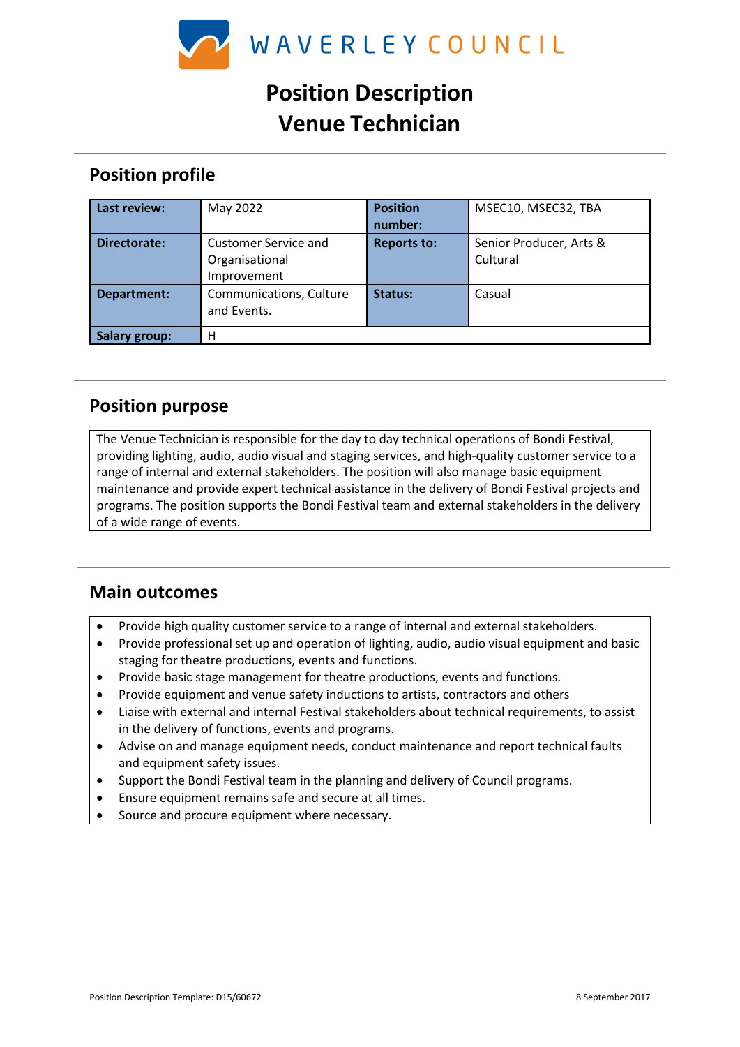WAVERLEY COUNCIL

# Position Description
# Venue Technician

## Position profile

| **Last review:** | May 2022 | **Position number:** | MSEC10, MSEC32, TBA |
|---|---|---|---|
| **Directorate:** | Customer Service and Organisational Improvement | **Reports to:** | Senior Producer, Arts & Cultural |
| **Department:** | Communications, Culture and Events. | **Status:** | Casual |
| **Salary group:** | H | | |

## Position purpose

The Venue Technician is responsible for the day to day technical operations of Bondi Festival, providing lighting, audio, audio visual and staging services, and high-quality customer service to a range of internal and external stakeholders. The position will also manage basic equipment maintenance and provide expert technical assistance in the delivery of Bondi Festival projects and programs. The position supports the Bondi Festival team and external stakeholders in the delivery of a wide range of events.

## Main outcomes

- Provide high quality customer service to a range of internal and external stakeholders.
- Provide professional set up and operation of lighting, audio, audio visual equipment and basic staging for theatre productions, events and functions.
- Provide basic stage management for theatre productions, events and functions.
- Provide equipment and venue safety inductions to artists, contractors and others
- Liaise with external and internal Festival stakeholders about technical requirements, to assist in the delivery of functions, events and programs.
- Advise on and manage equipment needs, conduct maintenance and report technical faults and equipment safety issues.
- Support the Bondi Festival team in the planning and delivery of Council programs.
- Ensure equipment remains safe and secure at all times.
- Source and procure equipment where necessary.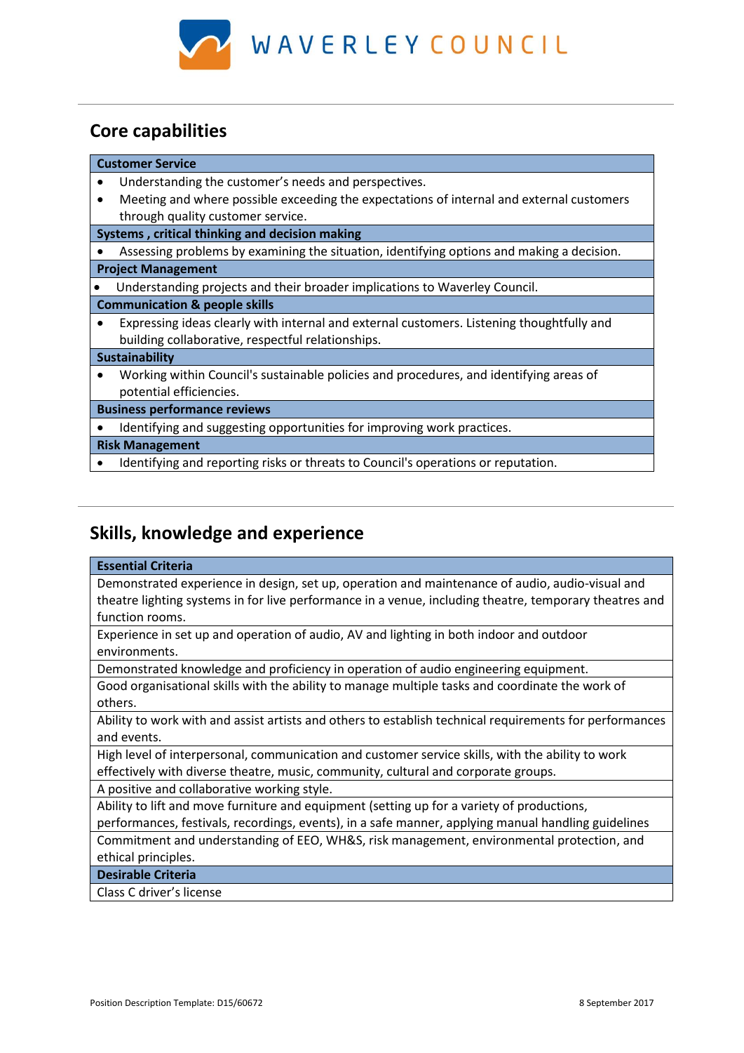## Core capabilities

| Customer Service |
|---|
| • Understanding the customer's needs and perspectives.<br>• Meeting and where possible exceeding the expectations of internal and external customers through quality customer service. |
| **Systems , critical thinking and decision making** |
| • Assessing problems by examining the situation, identifying options and making a decision. |
| **Project Management** |
| • Understanding projects and their broader implications to Waverley Council. |
| **Communication & people skills** |
| • Expressing ideas clearly with internal and external customers. Listening thoughtfully and building collaborative, respectful relationships. |
| **Sustainability** |
| • Working within Council's sustainable policies and procedures, and identifying areas of potential efficiencies. |
| **Business performance reviews** |
| • Identifying and suggesting opportunities for improving work practices. |
| **Risk Management** |
| • Identifying and reporting risks or threats to Council's operations or reputation. |

## Skills, knowledge and experience

| Essential Criteria |
|---|
| Demonstrated experience in design, set up, operation and maintenance of audio, audio-visual and theatre lighting systems in for live performance in a venue, including theatre, temporary theatres and function rooms. |
| Experience in set up and operation of audio, AV and lighting in both indoor and outdoor environments. |
| Demonstrated knowledge and proficiency in operation of audio engineering equipment. |
| Good organisational skills with the ability to manage multiple tasks and coordinate the work of others. |
| Ability to work with and assist artists and others to establish technical requirements for performances and events. |
| High level of interpersonal, communication and customer service skills, with the ability to work effectively with diverse theatre, music, community, cultural and corporate groups. |
| A positive and collaborative working style. |
| Ability to lift and move furniture and equipment (setting up for a variety of productions, performances, festivals, recordings, events), in a safe manner, applying manual handling guidelines |
| Commitment and understanding of EEO, WH&S, risk management, environmental protection, and ethical principles. |
| **Desirable Criteria** |
| Class C driver's license |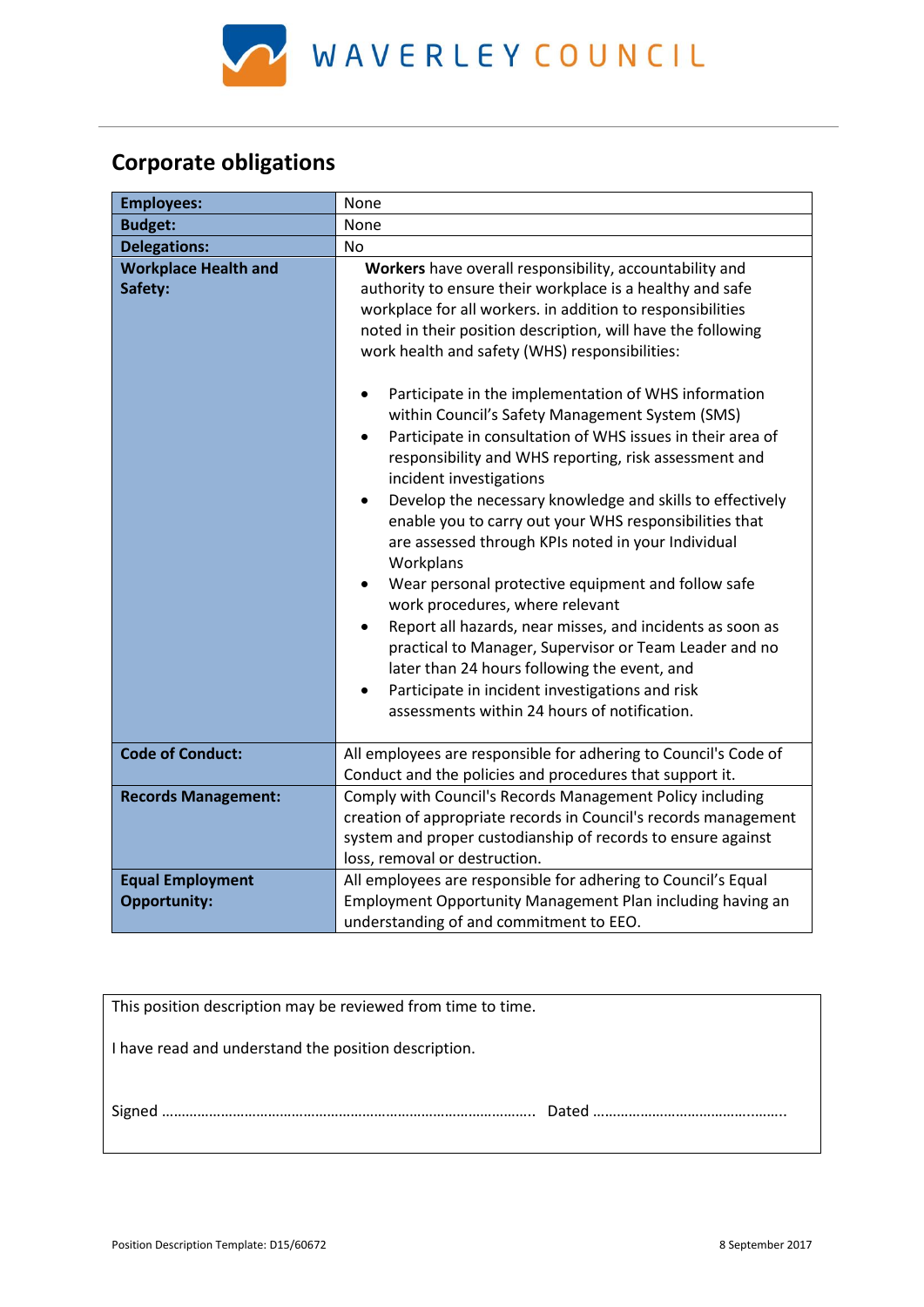## Corporate obligations

| | |
|---|---|
| **Employees:** | None |
| **Budget:** | None |
| **Delegations:** | No |
| **Workplace Health and Safety:** | **Workers** have overall responsibility, accountability and authority to ensure their workplace is a healthy and safe workplace for all workers. in addition to responsibilities noted in their position description, will have the following work health and safety (WHS) responsibilities:<br><br>• Participate in the implementation of WHS information within Council's Safety Management System (SMS)<br>• Participate in consultation of WHS issues in their area of responsibility and WHS reporting, risk assessment and incident investigations<br>• Develop the necessary knowledge and skills to effectively enable you to carry out your WHS responsibilities that are assessed through KPIs noted in your Individual Workplans<br>• Wear personal protective equipment and follow safe work procedures, where relevant<br>• Report all hazards, near misses, and incidents as soon as practical to Manager, Supervisor or Team Leader and no later than 24 hours following the event, and<br>• Participate in incident investigations and risk assessments within 24 hours of notification. |
| **Code of Conduct:** | All employees are responsible for adhering to Council's Code of Conduct and the policies and procedures that support it. |
| **Records Management:** | Comply with Council's Records Management Policy including creation of appropriate records in Council's records management system and proper custodianship of records to ensure against loss, removal or destruction. |
| **Equal Employment Opportunity:** | All employees are responsible for adhering to Council's Equal Employment Opportunity Management Plan including having an understanding of and commitment to EEO. |

This position description may be reviewed from time to time.

I have read and understand the position description.

Signed ……………………………………………………………………………….. Dated ……………………………………..……..

Position Description Template: D15/60672 8 September 2017